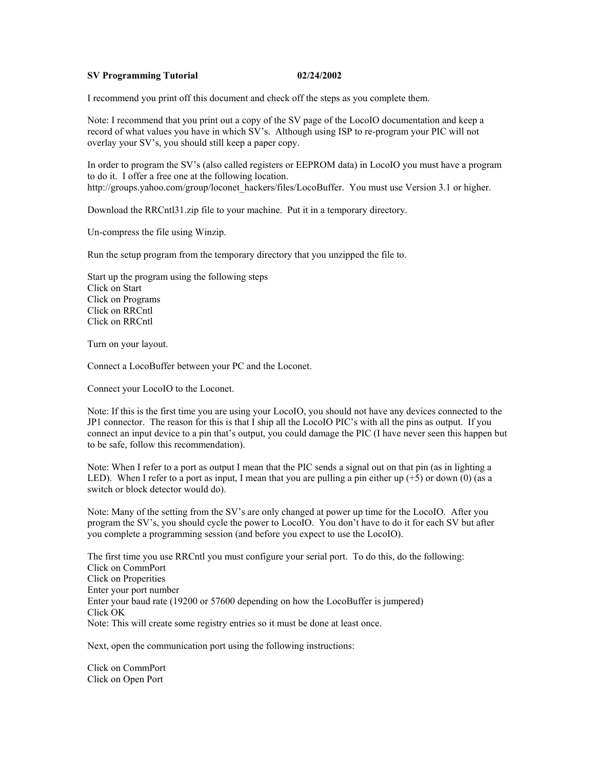**SV Programming Tutorial 02/24/2002**

I recommend you print off this document and check off the steps as you complete them.

Note: I recommend that you print out a copy of the SV page of the LocoIO documentation and keep a record of what values you have in which SV's. Although using ISP to re-program your PIC will not overlay your SV's, you should still keep a paper copy.

In order to program the SV's (also called registers or EEPROM data) in LocoIO you must have a program to do it. I offer a free one at the following location. http://groups.yahoo.com/group/loconet_hackers/files/LocoBuffer. You must use Version 3.1 or higher.

Download the RRCntl31.zip file to your machine. Put it in a temporary directory.

Un-compress the file using Winzip.

Run the setup program from the temporary directory that you unzipped the file to.

Start up the program using the following steps  
Click on Start  
Click on Programs  
Click on RRCntl  
Click on RRCntl

Turn on your layout.

Connect a LocoBuffer between your PC and the Loconet.

Connect your LocoIO to the Loconet.

Note: If this is the first time you are using your LocoIO, you should not have any devices connected to the JP1 connector. The reason for this is that I ship all the LocoIO PIC's with all the pins as output. If you connect an input device to a pin that's output, you could damage the PIC (I have never seen this happen but to be safe, follow this recommendation).

Note: When I refer to a port as output I mean that the PIC sends a signal out on that pin (as in lighting a LED). When I refer to a port as input, I mean that you are pulling a pin either up (+5) or down (0) (as a switch or block detector would do).

Note: Many of the setting from the SV's are only changed at power up time for the LocoIO. After you program the SV's, you should cycle the power to LocoIO. You don't have to do it for each SV but after you complete a programming session (and before you expect to use the LocoIO).

The first time you use RRCntl you must configure your serial port. To do this, do the following:  
Click on CommPort  
Click on Properities  
Enter your port number  
Enter your baud rate (19200 or 57600 depending on how the LocoBuffer is jumpered)  
Click OK  
Note: This will create some registry entries so it must be done at least once.

Next, open the communication port using the following instructions:

Click on CommPort  
Click on Open Port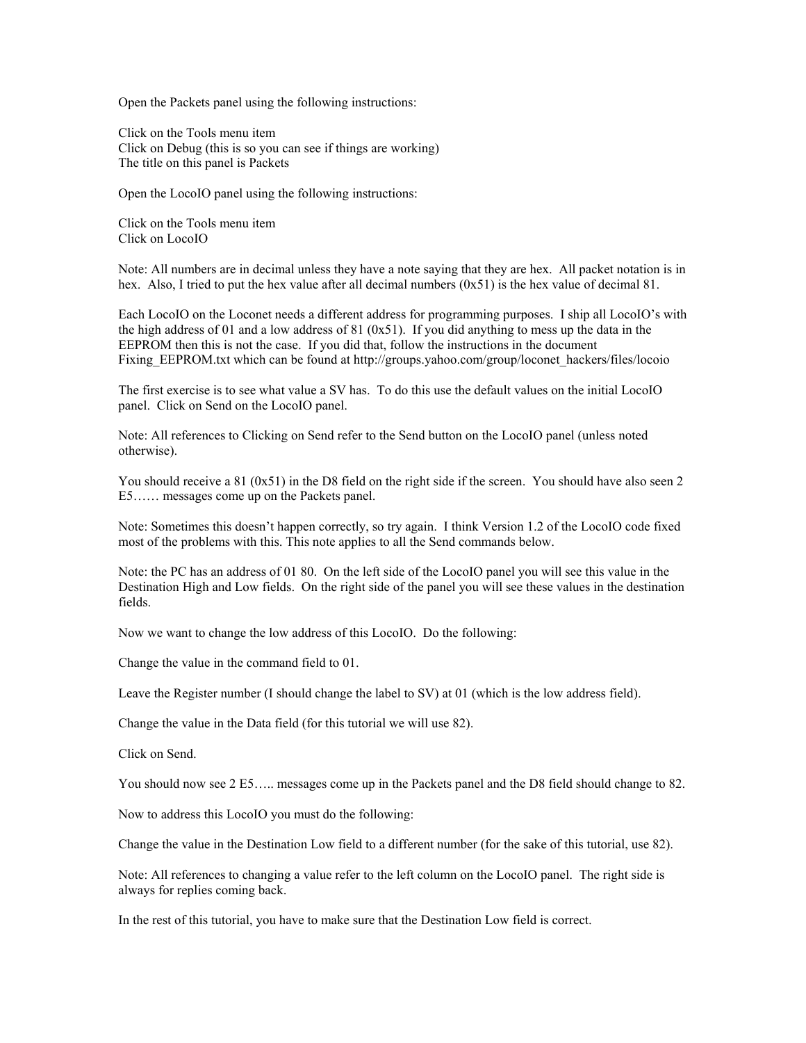Open the Packets panel using the following instructions:

Click on the Tools menu item
Click on Debug (this is so you can see if things are working)
The title on this panel is Packets

Open the LocoIO panel using the following instructions:

Click on the Tools menu item
Click on LocoIO

Note: All numbers are in decimal unless they have a note saying that they are hex. All packet notation is in hex. Also, I tried to put the hex value after all decimal numbers (0x51) is the hex value of decimal 81.

Each LocoIO on the Loconet needs a different address for programming purposes. I ship all LocoIO's with the high address of 01 and a low address of 81 (0x51). If you did anything to mess up the data in the EEPROM then this is not the case. If you did that, follow the instructions in the document Fixing_EEPROM.txt which can be found at http://groups.yahoo.com/group/loconet_hackers/files/locoio

The first exercise is to see what value a SV has. To do this use the default values on the initial LocoIO panel. Click on Send on the LocoIO panel.

Note: All references to Clicking on Send refer to the Send button on the LocoIO panel (unless noted otherwise).

You should receive a 81 (0x51) in the D8 field on the right side if the screen. You should have also seen 2 E5…… messages come up on the Packets panel.

Note: Sometimes this doesn't happen correctly, so try again. I think Version 1.2 of the LocoIO code fixed most of the problems with this. This note applies to all the Send commands below.

Note: the PC has an address of 01 80. On the left side of the LocoIO panel you will see this value in the Destination High and Low fields. On the right side of the panel you will see these values in the destination fields.

Now we want to change the low address of this LocoIO. Do the following:

Change the value in the command field to 01.

Leave the Register number (I should change the label to SV) at 01 (which is the low address field).

Change the value in the Data field (for this tutorial we will use 82).

Click on Send.

You should now see 2 E5….. messages come up in the Packets panel and the D8 field should change to 82.

Now to address this LocoIO you must do the following:

Change the value in the Destination Low field to a different number (for the sake of this tutorial, use 82).

Note: All references to changing a value refer to the left column on the LocoIO panel. The right side is always for replies coming back.

In the rest of this tutorial, you have to make sure that the Destination Low field is correct.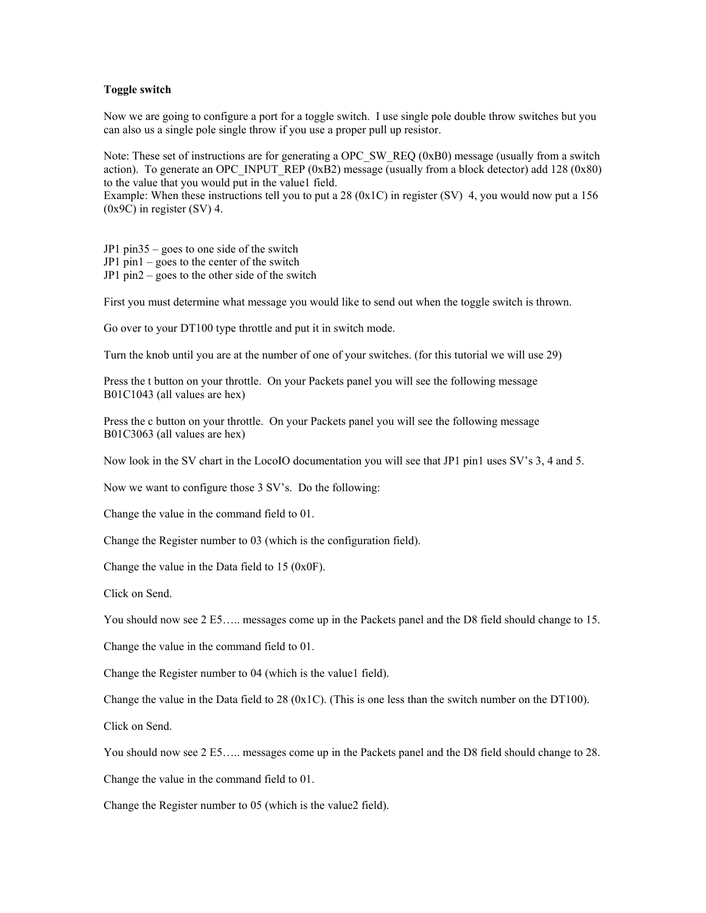**Toggle switch**

Now we are going to configure a port for a toggle switch. I use single pole double throw switches but you can also us a single pole single throw if you use a proper pull up resistor.

Note: These set of instructions are for generating a OPC_SW_REQ (0xB0) message (usually from a switch action). To generate an OPC_INPUT_REP (0xB2) message (usually from a block detector) add 128 (0x80) to the value that you would put in the value1 field.
Example: When these instructions tell you to put a 28 (0x1C) in register (SV) 4, you would now put a 156 (0x9C) in register (SV) 4.

JP1 pin35 – goes to one side of the switch
JP1 pin1 – goes to the center of the switch
JP1 pin2 – goes to the other side of the switch

First you must determine what message you would like to send out when the toggle switch is thrown.

Go over to your DT100 type throttle and put it in switch mode.

Turn the knob until you are at the number of one of your switches. (for this tutorial we will use 29)

Press the t button on your throttle. On your Packets panel you will see the following message
B01C1043 (all values are hex)

Press the c button on your throttle. On your Packets panel you will see the following message
B01C3063 (all values are hex)

Now look in the SV chart in the LocoIO documentation you will see that JP1 pin1 uses SV's 3, 4 and 5.

Now we want to configure those 3 SV's. Do the following:

Change the value in the command field to 01.

Change the Register number to 03 (which is the configuration field).

Change the value in the Data field to 15 (0x0F).

Click on Send.

You should now see 2 E5….. messages come up in the Packets panel and the D8 field should change to 15.

Change the value in the command field to 01.

Change the Register number to 04 (which is the value1 field).

Change the value in the Data field to 28 (0x1C). (This is one less than the switch number on the DT100).

Click on Send.

You should now see 2 E5….. messages come up in the Packets panel and the D8 field should change to 28.

Change the value in the command field to 01.

Change the Register number to 05 (which is the value2 field).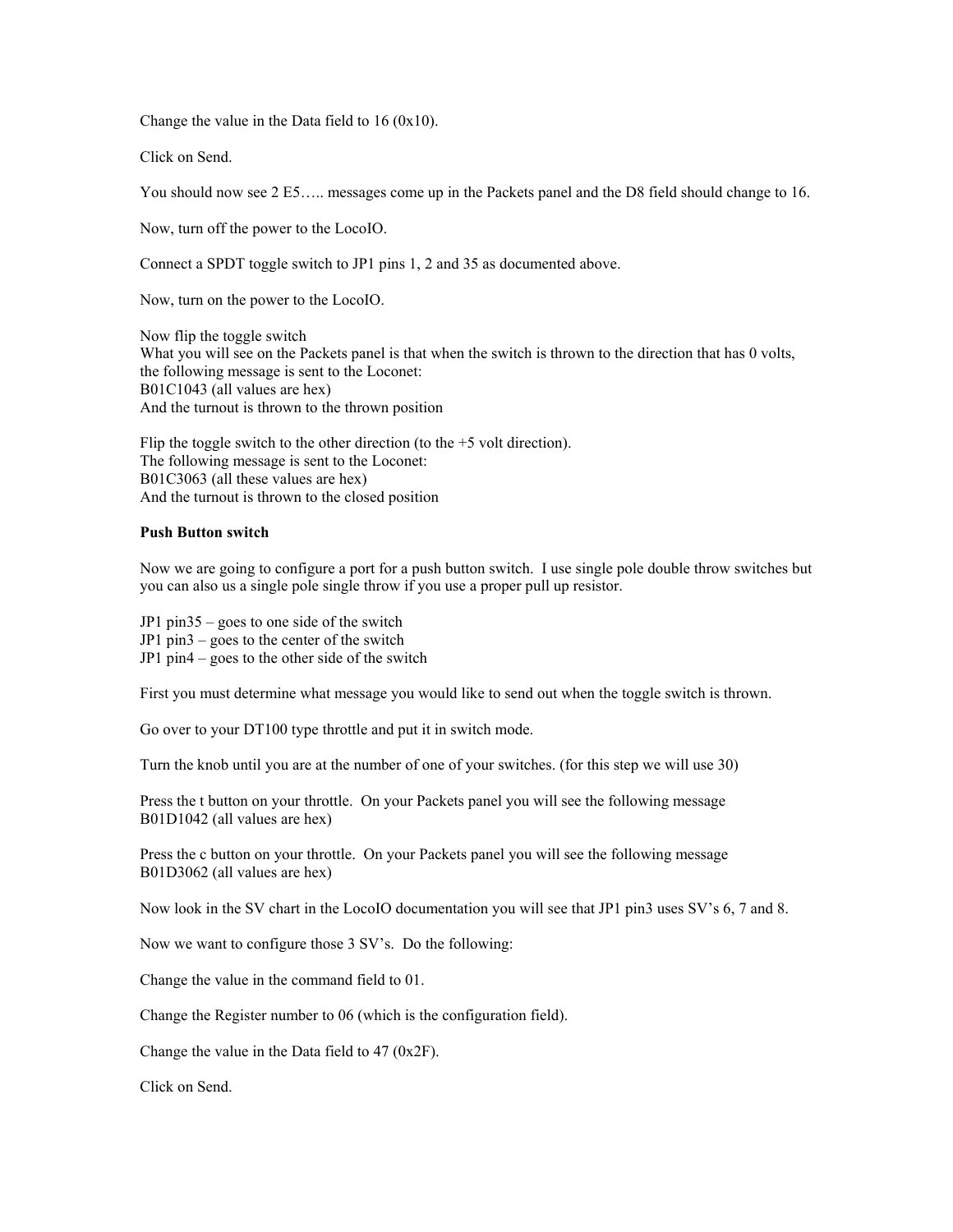Change the value in the Data field to 16 (0x10).

Click on Send.

You should now see 2 E5….. messages come up in the Packets panel and the D8 field should change to 16.

Now, turn off the power to the LocoIO.

Connect a SPDT toggle switch to JP1 pins 1, 2 and 35 as documented above.

Now, turn on the power to the LocoIO.

Now flip the toggle switch
What you will see on the Packets panel is that when the switch is thrown to the direction that has 0 volts, the following message is sent to the Loconet:
B01C1043 (all values are hex)
And the turnout is thrown to the thrown position

Flip the toggle switch to the other direction (to the +5 volt direction).
The following message is sent to the Loconet:
B01C3063 (all these values are hex)
And the turnout is thrown to the closed position

**Push Button switch**

Now we are going to configure a port for a push button switch. I use single pole double throw switches but you can also us a single pole single throw if you use a proper pull up resistor.

JP1 pin35 – goes to one side of the switch
JP1 pin3 – goes to the center of the switch
JP1 pin4 – goes to the other side of the switch

First you must determine what message you would like to send out when the toggle switch is thrown.

Go over to your DT100 type throttle and put it in switch mode.

Turn the knob until you are at the number of one of your switches. (for this step we will use 30)

Press the t button on your throttle. On your Packets panel you will see the following message
B01D1042 (all values are hex)

Press the c button on your throttle. On your Packets panel you will see the following message
B01D3062 (all values are hex)

Now look in the SV chart in the LocoIO documentation you will see that JP1 pin3 uses SV's 6, 7 and 8.

Now we want to configure those 3 SV's. Do the following:

Change the value in the command field to 01.

Change the Register number to 06 (which is the configuration field).

Change the value in the Data field to 47 (0x2F).

Click on Send.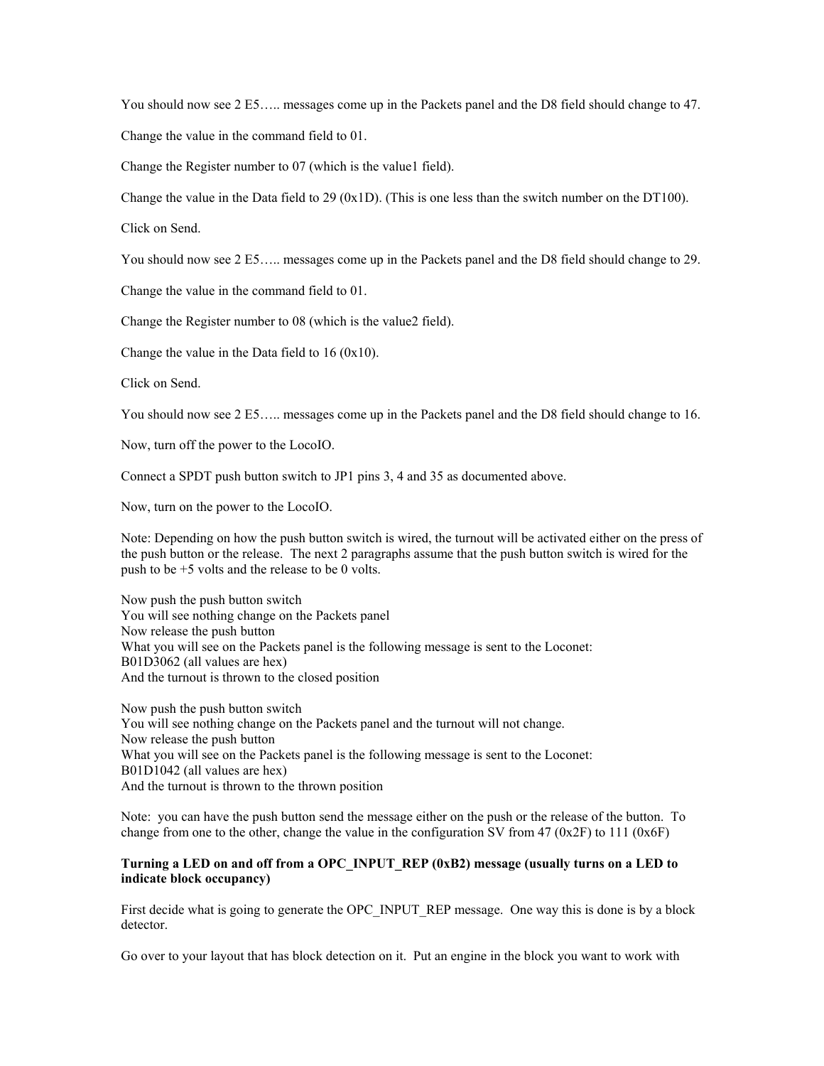You should now see 2 E5….. messages come up in the Packets panel and the D8 field should change to 47.

Change the value in the command field to 01.

Change the Register number to 07 (which is the value1 field).

Change the value in the Data field to 29 (0x1D). (This is one less than the switch number on the DT100).

Click on Send.

You should now see 2 E5….. messages come up in the Packets panel and the D8 field should change to 29.

Change the value in the command field to 01.

Change the Register number to 08 (which is the value2 field).

Change the value in the Data field to 16 (0x10).

Click on Send.

You should now see 2 E5….. messages come up in the Packets panel and the D8 field should change to 16.

Now, turn off the power to the LocoIO.

Connect a SPDT push button switch to JP1 pins 3, 4 and 35 as documented above.

Now, turn on the power to the LocoIO.

Note: Depending on how the push button switch is wired, the turnout will be activated either on the press of the push button or the release. The next 2 paragraphs assume that the push button switch is wired for the push to be +5 volts and the release to be 0 volts.

Now push the push button switch
You will see nothing change on the Packets panel
Now release the push button
What you will see on the Packets panel is the following message is sent to the Loconet:
B01D3062 (all values are hex)
And the turnout is thrown to the closed position

Now push the push button switch
You will see nothing change on the Packets panel and the turnout will not change.
Now release the push button
What you will see on the Packets panel is the following message is sent to the Loconet:
B01D1042 (all values are hex)
And the turnout is thrown to the thrown position

Note: you can have the push button send the message either on the push or the release of the button. To change from one to the other, change the value in the configuration SV from 47 (0x2F) to 111 (0x6F)

**Turning a LED on and off from a OPC_INPUT_REP (0xB2) message (usually turns on a LED to indicate block occupancy)**

First decide what is going to generate the OPC_INPUT_REP message. One way this is done is by a block detector.

Go over to your layout that has block detection on it. Put an engine in the block you want to work with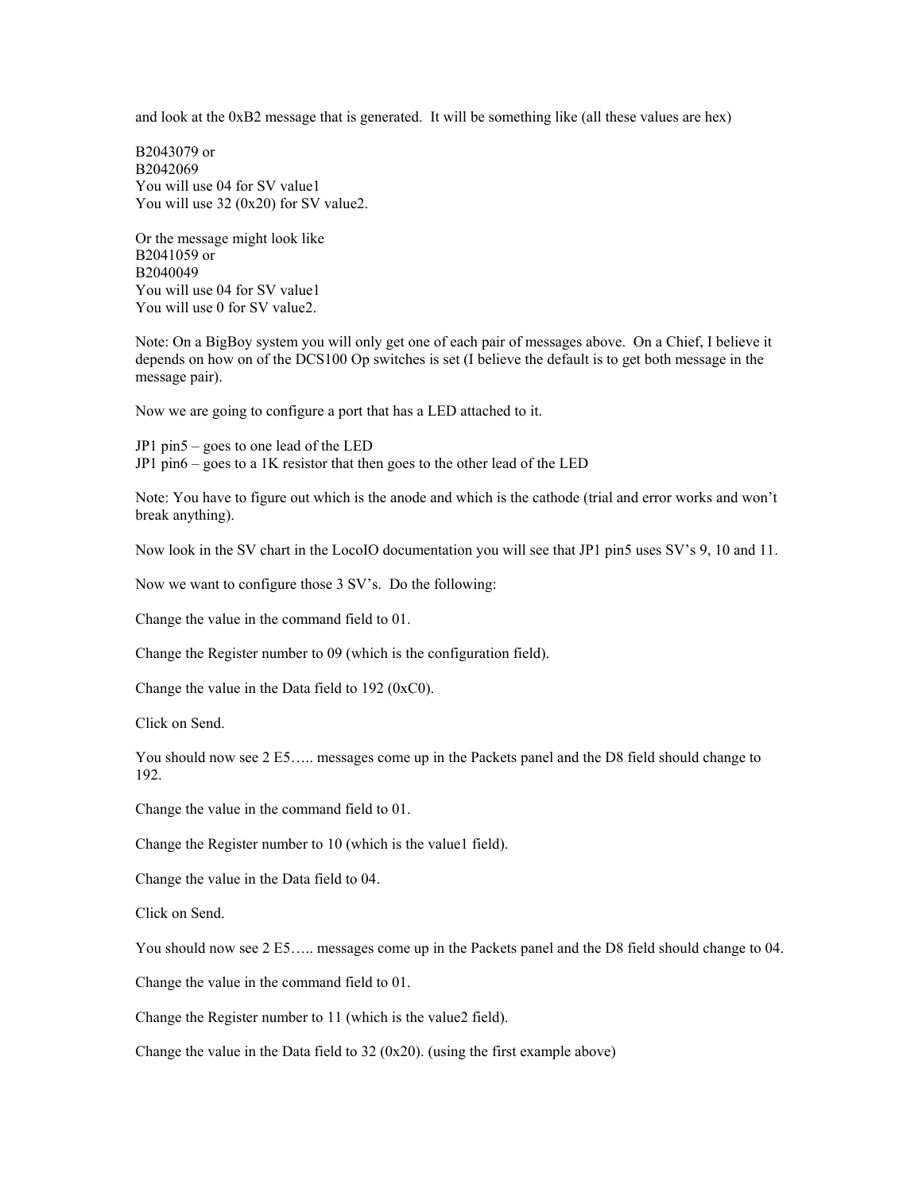and look at the 0xB2 message that is generated. It will be something like (all these values are hex)

B2043079 or
B2042069
You will use 04 for SV value1
You will use 32 (0x20) for SV value2.

Or the message might look like
B2041059 or
B2040049
You will use 04 for SV value1
You will use 0 for SV value2.

Note: On a BigBoy system you will only get one of each pair of messages above. On a Chief, I believe it depends on how on of the DCS100 Op switches is set (I believe the default is to get both message in the message pair).

Now we are going to configure a port that has a LED attached to it.

JP1 pin5 – goes to one lead of the LED
JP1 pin6 – goes to a 1K resistor that then goes to the other lead of the LED

Note: You have to figure out which is the anode and which is the cathode (trial and error works and won't break anything).

Now look in the SV chart in the LocoIO documentation you will see that JP1 pin5 uses SV's 9, 10 and 11.

Now we want to configure those 3 SV's. Do the following:

Change the value in the command field to 01.

Change the Register number to 09 (which is the configuration field).

Change the value in the Data field to 192 (0xC0).

Click on Send.

You should now see 2 E5….. messages come up in the Packets panel and the D8 field should change to 192.

Change the value in the command field to 01.

Change the Register number to 10 (which is the value1 field).

Change the value in the Data field to 04.

Click on Send.

You should now see 2 E5….. messages come up in the Packets panel and the D8 field should change to 04.

Change the value in the command field to 01.

Change the Register number to 11 (which is the value2 field).

Change the value in the Data field to 32 (0x20). (using the first example above)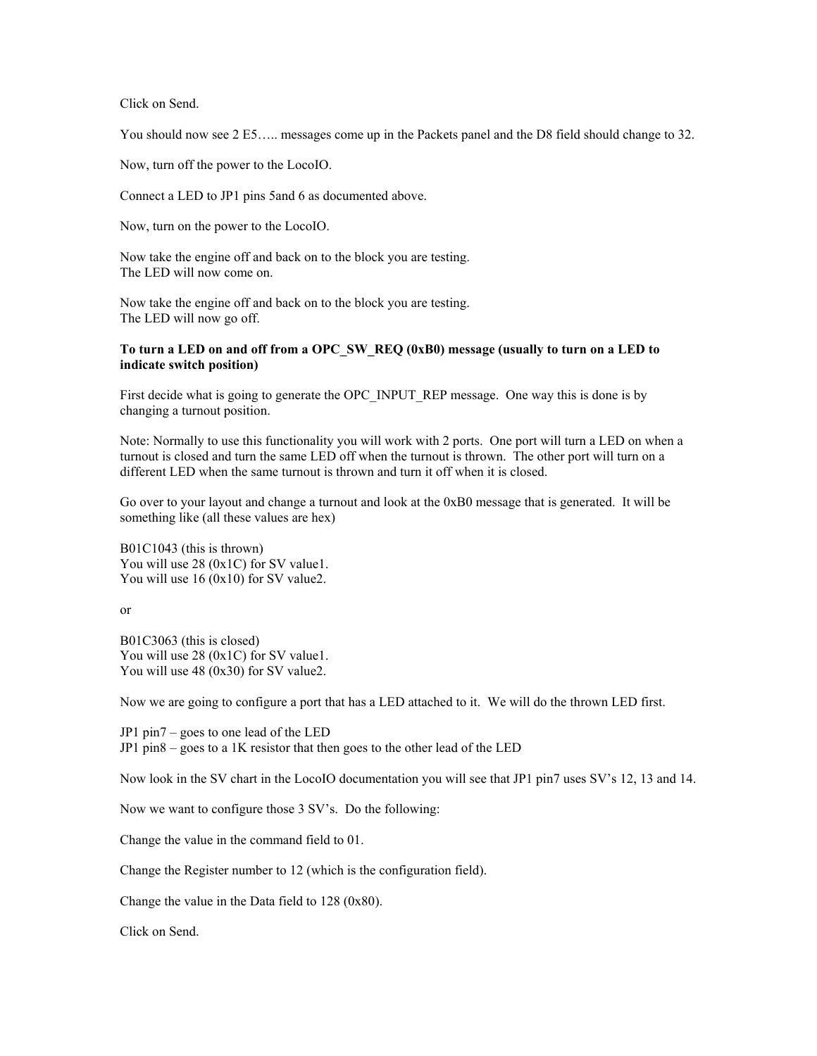Click on Send.

You should now see 2 E5….. messages come up in the Packets panel and the D8 field should change to 32.

Now, turn off the power to the LocoIO.

Connect a LED to JP1 pins 5and 6 as documented above.

Now, turn on the power to the LocoIO.

Now take the engine off and back on to the block you are testing.
The LED will now come on.

Now take the engine off and back on to the block you are testing.
The LED will now go off.

**To turn a LED on and off from a OPC_SW_REQ (0xB0) message (usually to turn on a LED to indicate switch position)**

First decide what is going to generate the OPC_INPUT_REP message. One way this is done is by changing a turnout position.

Note: Normally to use this functionality you will work with 2 ports. One port will turn a LED on when a turnout is closed and turn the same LED off when the turnout is thrown. The other port will turn on a different LED when the same turnout is thrown and turn it off when it is closed.

Go over to your layout and change a turnout and look at the 0xB0 message that is generated. It will be something like (all these values are hex)

B01C1043 (this is thrown)
You will use 28 (0x1C) for SV value1.
You will use 16 (0x10) for SV value2.

or

B01C3063 (this is closed)
You will use 28 (0x1C) for SV value1.
You will use 48 (0x30) for SV value2.

Now we are going to configure a port that has a LED attached to it. We will do the thrown LED first.

JP1 pin7 – goes to one lead of the LED
JP1 pin8 – goes to a 1K resistor that then goes to the other lead of the LED

Now look in the SV chart in the LocoIO documentation you will see that JP1 pin7 uses SV's 12, 13 and 14.

Now we want to configure those 3 SV's. Do the following:

Change the value in the command field to 01.

Change the Register number to 12 (which is the configuration field).

Change the value in the Data field to 128 (0x80).

Click on Send.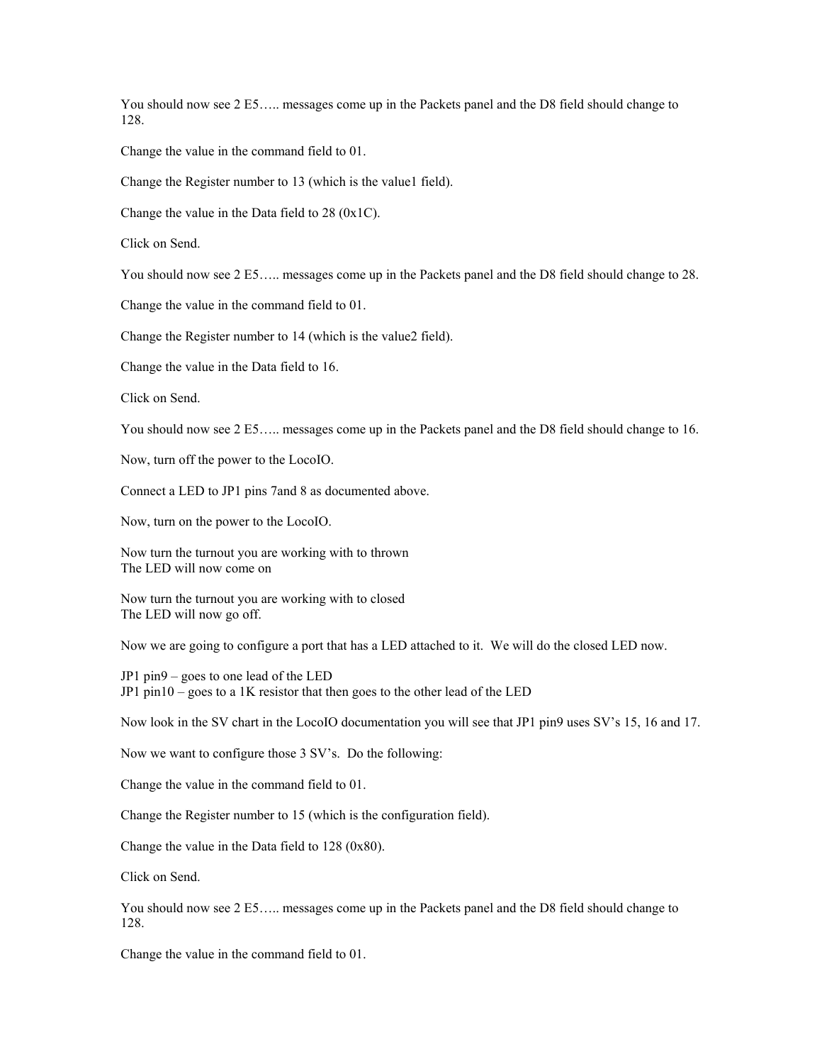You should now see 2 E5….. messages come up in the Packets panel and the D8 field should change to 128.

Change the value in the command field to 01.

Change the Register number to 13 (which is the value1 field).

Change the value in the Data field to 28 (0x1C).

Click on Send.

You should now see 2 E5….. messages come up in the Packets panel and the D8 field should change to 28.

Change the value in the command field to 01.

Change the Register number to 14 (which is the value2 field).

Change the value in the Data field to 16.

Click on Send.

You should now see 2 E5….. messages come up in the Packets panel and the D8 field should change to 16.

Now, turn off the power to the LocoIO.

Connect a LED to JP1 pins 7and 8 as documented above.

Now, turn on the power to the LocoIO.

Now turn the turnout you are working with to thrown
The LED will now come on

Now turn the turnout you are working with to closed
The LED will now go off.

Now we are going to configure a port that has a LED attached to it. We will do the closed LED now.

JP1 pin9 – goes to one lead of the LED
JP1 pin10 – goes to a 1K resistor that then goes to the other lead of the LED

Now look in the SV chart in the LocoIO documentation you will see that JP1 pin9 uses SV's 15, 16 and 17.

Now we want to configure those 3 SV's. Do the following:

Change the value in the command field to 01.

Change the Register number to 15 (which is the configuration field).

Change the value in the Data field to 128 (0x80).

Click on Send.

You should now see 2 E5….. messages come up in the Packets panel and the D8 field should change to 128.

Change the value in the command field to 01.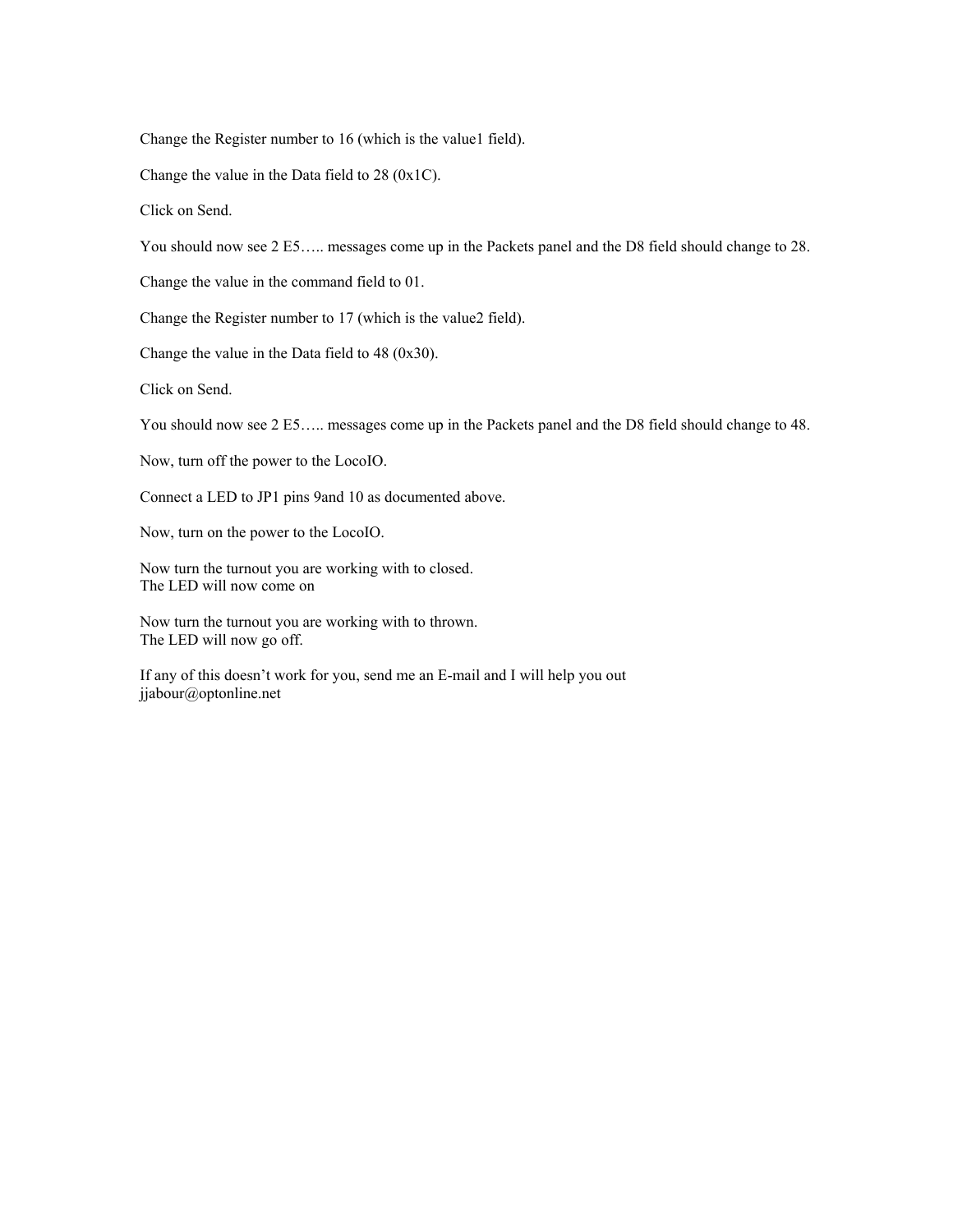Change the Register number to 16 (which is the value1 field).

Change the value in the Data field to 28 (0x1C).

Click on Send.

You should now see 2 E5….. messages come up in the Packets panel and the D8 field should change to 28.

Change the value in the command field to 01.

Change the Register number to 17 (which is the value2 field).

Change the value in the Data field to 48 (0x30).

Click on Send.

You should now see 2 E5….. messages come up in the Packets panel and the D8 field should change to 48.

Now, turn off the power to the LocoIO.

Connect a LED to JP1 pins 9and 10 as documented above.

Now, turn on the power to the LocoIO.

Now turn the turnout you are working with to closed.  
The LED will now come on

Now turn the turnout you are working with to thrown.  
The LED will now go off.

If any of this doesn't work for you, send me an E-mail and I will help you out  
jjabour@optonline.net